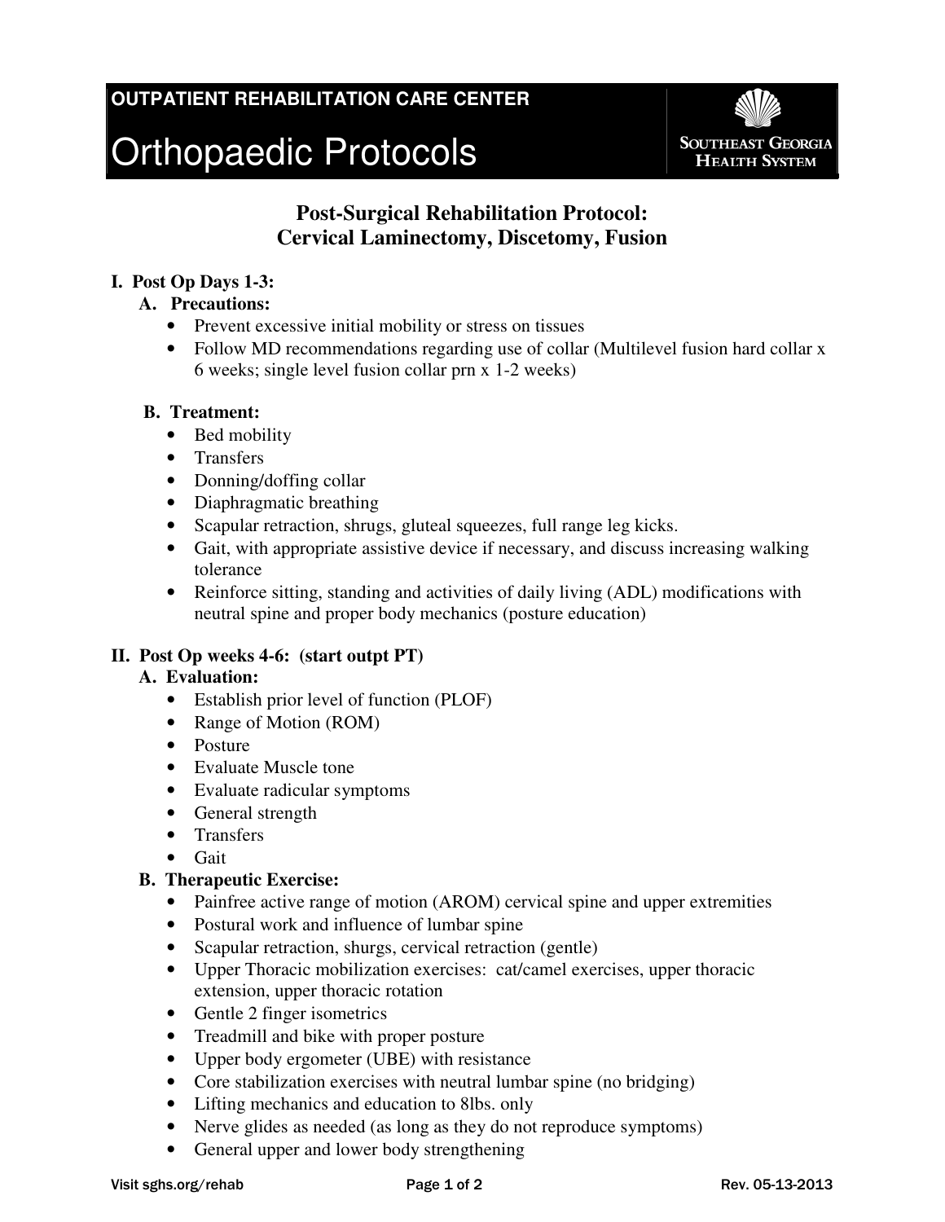**OUTPUT REHABILITATION CARE CENTER**

# Orthopaedic Protocols

Southeast Georgia Health System

## Post-Surgical Rehabilitation Protocol: Cervical Laminectomy, Discetomy, Fusion

### I. Post Op Days 1-3:

**A. Precautions:**

- Prevent excessive initial mobility or stress on tissues
- Follow MD recommendations regarding use of collar (Multilevel fusion hard collar x 6 weeks; single level fusion collar prn x 1-2 weeks)

**B. Treatment:**

- Bed mobility
- Transfers
- Donning/doffing collar
- Diaphragmatic breathing
- Scapular retraction, shrugs, gluteal squeezes, full range leg kicks.
- Gait, with appropriate assistive device if necessary, and discuss increasing walking tolerance
- Reinforce sitting, standing and activities of daily living (ADL) modifications with neutral spine and proper body mechanics (posture education)

### II. Post Op weeks 4-6: (start outpt PT)

**A. Evaluation:**

- Establish prior level of function (PLOF)
- Range of Motion (ROM)
- Posture
- Evaluate Muscle tone
- Evaluate radicular symptoms
- General strength
- Transfers
- Gait

**B. Therapeutic Exercise:**

- Painfree active range of motion (AROM) cervical spine and upper extremities
- Postural work and influence of lumbar spine
- Scapular retraction, shurgs, cervical retraction (gentle)
- Upper Thoracic mobilization exercises: cat/camel exercises, upper thoracic extension, upper thoracic rotation
- Gentle 2 finger isometrics
- Treadmill and bike with proper posture
- Upper body ergometer (UBE) with resistance
- Core stabilization exercises with neutral lumbar spine (no bridging)
- Lifting mechanics and education to 8lbs. only
- Nerve glides as needed (as long as they do not reproduce symptoms)
- General upper and lower body strengthening

**OUTPATIENT REHABILITATION CARE CENTER**

# Orthopaedic Protocols

Southeast Georgia Health System

## Post-Surgical Rehabilitation Protocol: Cervical Laminectomy, Discetomy, Fusion

### I. Post Op Days 1-3:

**A. Precautions:**

- Prevent excessive initial mobility or stress on tissues
- Follow MD recommendations regarding use of collar (Multilevel fusion hard collar x 6 weeks; single level fusion collar prn x 1-2 weeks)

**B. Treatment:**

- Bed mobility
- Transfers
- Donning/doffing collar
- Diaphragmatic breathing
- Scapular retraction, shrugs, gluteal squeezes, full range leg kicks.
- Gait, with appropriate assistive device if necessary, and discuss increasing walking tolerance
- Reinforce sitting, standing and activities of daily living (ADL) modifications with neutral spine and proper body mechanics (posture education)

### II. Post Op weeks 4-6: (start outpt PT)

**A. Evaluation:**

- Establish prior level of function (PLOF)
- Range of Motion (ROM)
- Posture
- Evaluate Muscle tone
- Evaluate radicular symptoms
- General strength
- Transfers
- Gait

**B. Therapeutic Exercise:**

- Painfree active range of motion (AROM) cervical spine and upper extremities
- Postural work and influence of lumbar spine
- Scapular retraction, shurgs, cervical retraction (gentle)
- Upper Thoracic mobilization exercises: cat/camel exercises, upper thoracic extension, upper thoracic rotation
- Gentle 2 finger isometrics
- Treadmill and bike with proper posture
- Upper body ergometer (UBE) with resistance
- Core stabilization exercises with neutral lumbar spine (no bridging)
- Lifting mechanics and education to 8lbs. only
- Nerve glides as needed (as long as they do not reproduce symptoms)
- General upper and lower body strengthening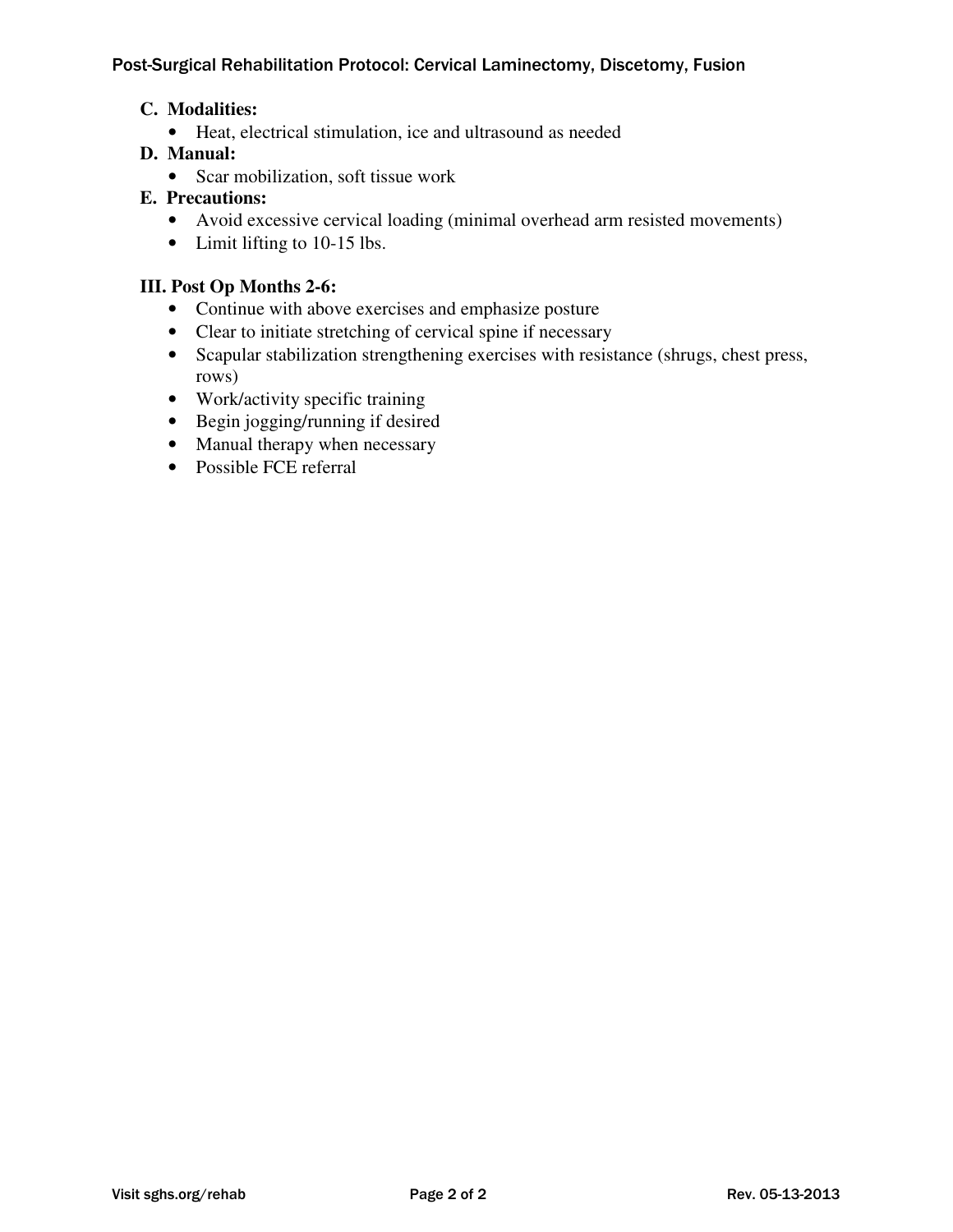**C. Modalities:**

- Heat, electrical stimulation, ice and ultrasound as needed

**D. Manual:**

- Scar mobilization, soft tissue work

**E. Precautions:**

- Avoid excessive cervical loading (minimal overhead arm resisted movements)
- Limit lifting to 10-15 lbs.

## III. Post Op Months 2-6:

- Continue with above exercises and emphasize posture
- Clear to initiate stretching of cervical spine if necessary
- Scapular stabilization strengthening exercises with resistance (shrugs, chest press, rows)
- Work/activity specific training
- Begin jogging/running if desired
- Manual therapy when necessary
- Possible FCE referral